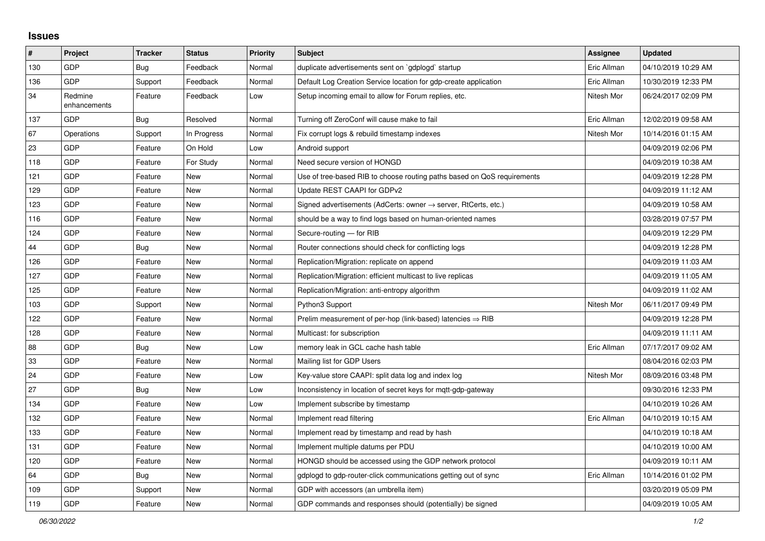## Issues

| # | Project | Tracker | Status | Priority | Subject | Assignee | Updated |
|---|---|---|---|---|---|---|---|
| 130 | GDP | Bug | Feedback | Normal | duplicate advertisements sent on `gdplogd` startup | Eric Allman | 04/10/2019 10:29 AM |
| 136 | GDP | Support | Feedback | Normal | Default Log Creation Service location for gdp-create application | Eric Allman | 10/30/2019 12:33 PM |
| 34 | Redmine enhancements | Feature | Feedback | Low | Setup incoming email to allow for Forum replies, etc. | Nitesh Mor | 06/24/2017 02:09 PM |
| 137 | GDP | Bug | Resolved | Normal | Turning off ZeroConf will cause make to fail | Eric Allman | 12/02/2019 09:58 AM |
| 67 | Operations | Support | In Progress | Normal | Fix corrupt logs & rebuild timestamp indexes | Nitesh Mor | 10/14/2016 01:15 AM |
| 23 | GDP | Feature | On Hold | Low | Android support | | 04/09/2019 02:06 PM |
| 118 | GDP | Feature | For Study | Normal | Need secure version of HONGD | | 04/09/2019 10:38 AM |
| 121 | GDP | Feature | New | Normal | Use of tree-based RIB to choose routing paths based on QoS requirements | | 04/09/2019 12:28 PM |
| 129 | GDP | Feature | New | Normal | Update REST CAAPI for GDPv2 | | 04/09/2019 11:12 AM |
| 123 | GDP | Feature | New | Normal | Signed advertisements (AdCerts: owner → server, RtCerts, etc.) | | 04/09/2019 10:58 AM |
| 116 | GDP | Feature | New | Normal | should be a way to find logs based on human-oriented names | | 03/28/2019 07:57 PM |
| 124 | GDP | Feature | New | Normal | Secure-routing — for RIB | | 04/09/2019 12:29 PM |
| 44 | GDP | Bug | New | Normal | Router connections should check for conflicting logs | | 04/09/2019 12:28 PM |
| 126 | GDP | Feature | New | Normal | Replication/Migration: replicate on append | | 04/09/2019 11:03 AM |
| 127 | GDP | Feature | New | Normal | Replication/Migration: efficient multicast to live replicas | | 04/09/2019 11:05 AM |
| 125 | GDP | Feature | New | Normal | Replication/Migration: anti-entropy algorithm | | 04/09/2019 11:02 AM |
| 103 | GDP | Support | New | Normal | Python3 Support | Nitesh Mor | 06/11/2017 09:49 PM |
| 122 | GDP | Feature | New | Normal | Prelim measurement of per-hop (link-based) latencies ⇒ RIB | | 04/09/2019 12:28 PM |
| 128 | GDP | Feature | New | Normal | Multicast: for subscription | | 04/09/2019 11:11 AM |
| 88 | GDP | Bug | New | Low | memory leak in GCL cache hash table | Eric Allman | 07/17/2017 09:02 AM |
| 33 | GDP | Feature | New | Normal | Mailing list for GDP Users | | 08/04/2016 02:03 PM |
| 24 | GDP | Feature | New | Low | Key-value store CAAPI: split data log and index log | Nitesh Mor | 08/09/2016 03:48 PM |
| 27 | GDP | Bug | New | Low | Inconsistency in location of secret keys for mqtt-gdp-gateway | | 09/30/2016 12:33 PM |
| 134 | GDP | Feature | New | Low | Implement subscribe by timestamp | | 04/10/2019 10:26 AM |
| 132 | GDP | Feature | New | Normal | Implement read filtering | Eric Allman | 04/10/2019 10:15 AM |
| 133 | GDP | Feature | New | Normal | Implement read by timestamp and read by hash | | 04/10/2019 10:18 AM |
| 131 | GDP | Feature | New | Normal | Implement multiple datums per PDU | | 04/10/2019 10:00 AM |
| 120 | GDP | Feature | New | Normal | HONGD should be accessed using the GDP network protocol | | 04/09/2019 10:11 AM |
| 64 | GDP | Bug | New | Normal | gdplogd to gdp-router-click communications getting out of sync | Eric Allman | 10/14/2016 01:02 PM |
| 109 | GDP | Support | New | Normal | GDP with accessors (an umbrella item) | | 03/20/2019 05:09 PM |
| 119 | GDP | Feature | New | Normal | GDP commands and responses should (potentially) be signed | | 04/09/2019 10:05 AM |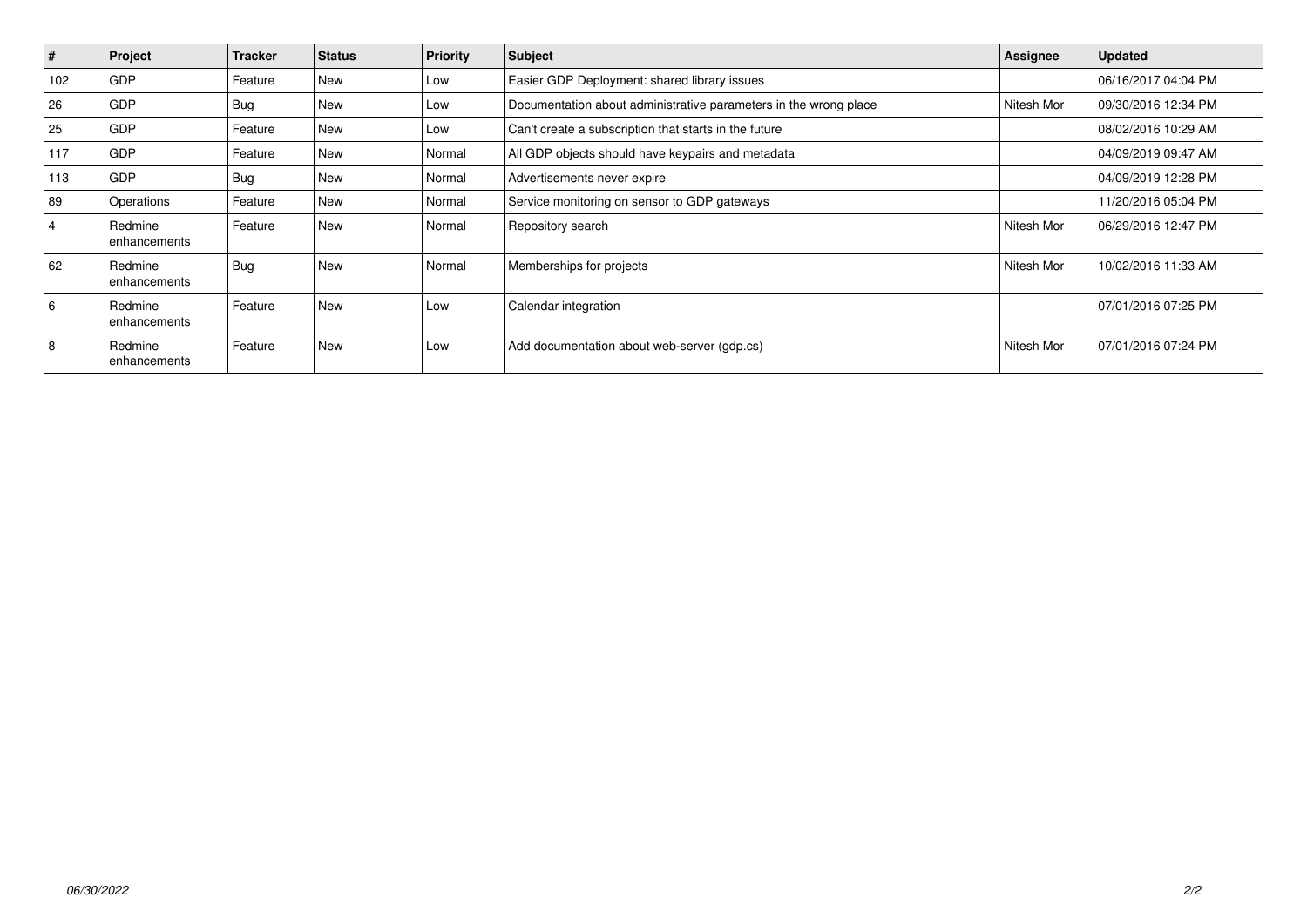| # | Project | Tracker | Status | Priority | Subject | Assignee | Updated |
|---|---|---|---|---|---|---|---|
| 102 | GDP | Feature | New | Low | Easier GDP Deployment: shared library issues | | 06/16/2017 04:04 PM |
| 26 | GDP | Bug | New | Low | Documentation about administrative parameters in the wrong place | Nitesh Mor | 09/30/2016 12:34 PM |
| 25 | GDP | Feature | New | Low | Can't create a subscription that starts in the future | | 08/02/2016 10:29 AM |
| 117 | GDP | Feature | New | Normal | All GDP objects should have keypairs and metadata | | 04/09/2019 09:47 AM |
| 113 | GDP | Bug | New | Normal | Advertisements never expire | | 04/09/2019 12:28 PM |
| 89 | Operations | Feature | New | Normal | Service monitoring on sensor to GDP gateways | | 11/20/2016 05:04 PM |
| 4 | Redmine enhancements | Feature | New | Normal | Repository search | Nitesh Mor | 06/29/2016 12:47 PM |
| 62 | Redmine enhancements | Bug | New | Normal | Memberships for projects | Nitesh Mor | 10/02/2016 11:33 AM |
| 6 | Redmine enhancements | Feature | New | Low | Calendar integration | | 07/01/2016 07:25 PM |
| 8 | Redmine enhancements | Feature | New | Low | Add documentation about web-server (gdp.cs) | Nitesh Mor | 07/01/2016 07:24 PM |

*06/30/2022*